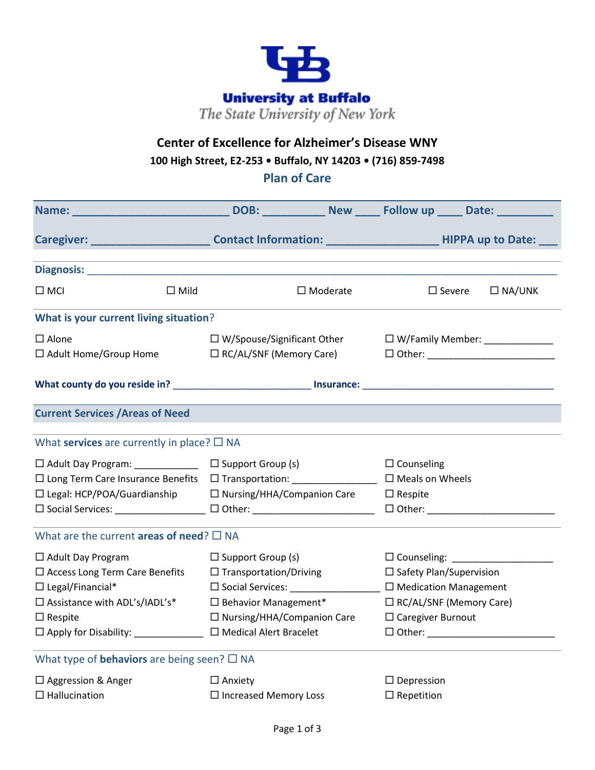University at Buffalo
*The State University of New York*

# Center of Excellence for Alzheimer's Disease WNY

**100 High Street, E2-253 • Buffalo, NY 14203 • (716) 859-7498**

## Plan of Care

**Name:** _________________________ **DOB:** __________ **New** ____ **Follow up** ____ **Date:** _________

**Caregiver:** ___________________ **Contact Information:** __________________ **HIPPA up to Date:** ___

**Diagnosis:** ______________________________________________________________________________

☐ MCI ☐ Mild ☐ Moderate ☐ Severe ☐ NA/UNK

### What is your current living situation?

☐ Alone
☐ W/Spouse/Significant Other
☐ W/Family Member: _____________
☐ Adult Home/Group Home
☐ RC/AL/SNF (Memory Care)
☐ Other: ________________________

**What county do you reside in?** _________________________ **Insurance:** ___________________________________

### Current Services /Areas of Need

What **services** are currently in place? ☐ NA

☐ Adult Day Program: ____________
☐ Support Group (s)
☐ Counseling
☐ Long Term Care Insurance Benefits
☐ Transportation: _______________
☐ Meals on Wheels
☐ Legal: HCP/POA/Guardianship
☐ Nursing/HHA/Companion Care
☐ Respite
☐ Social Services: ________________
☐ Other: ______________________
☐ Other: ________________________

What are the current **areas of need**? ☐ NA

☐ Adult Day Program
☐ Support Group (s)
☐ Counseling: ___________________
☐ Access Long Term Care Benefits
☐ Transportation/Driving
☐ Safety Plan/Supervision
☐ Legal/Financial*
☐ Social Services: ________________
☐ Medication Management
☐ Assistance with ADL's/IADL's*
☐ Behavior Management*
☐ RC/AL/SNF (Memory Care)
☐ Respite
☐ Nursing/HHA/Companion Care
☐ Caregiver Burnout
☐ Apply for Disability: _____________
☐ Medical Alert Bracelet
☐ Other: ________________________

What type of **behaviors** are being seen? ☐ NA

☐ Aggression & Anger
☐ Anxiety
☐ Depression
☐ Hallucination
☐ Increased Memory Loss
☐ Repetition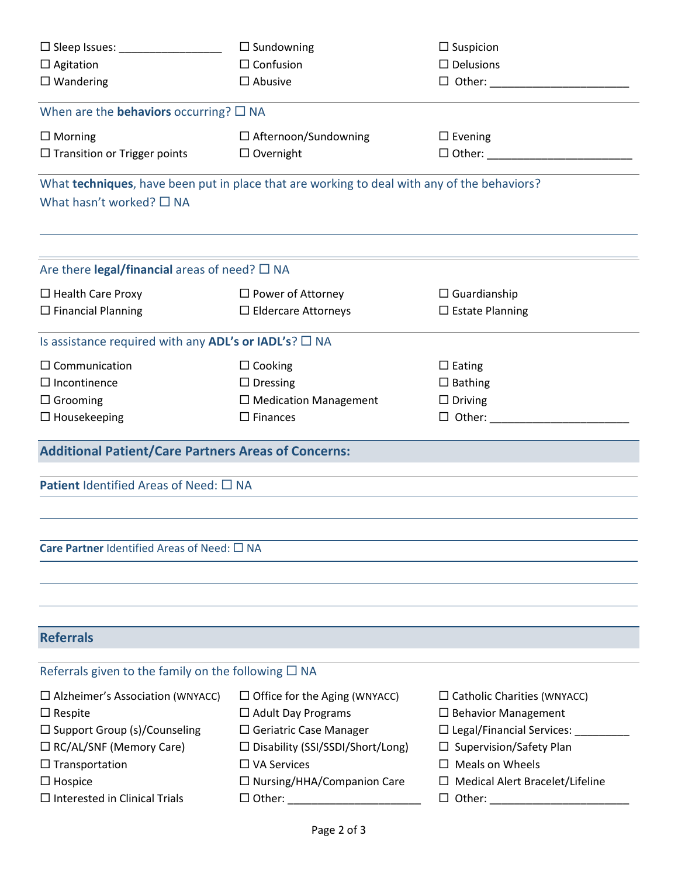☐ Sleep Issues: ________________ ☐ Sundowning ☐ Suspicion
☐ Agitation ☐ Confusion ☐ Delusions
☐ Wandering ☐ Abusive ☐ Other: ______________________

When are the **behaviors** occurring? ☐ NA

☐ Morning ☐ Afternoon/Sundowning ☐ Evening
☐ Transition or Trigger points ☐ Overnight ☐ Other: ______________________

What **techniques**, have been put in place that are working to deal with any of the behaviors?
What hasn't worked? ☐ NA

Are there **legal/financial** areas of need? ☐ NA

☐ Health Care Proxy ☐ Power of Attorney ☐ Guardianship
☐ Financial Planning ☐ Eldercare Attorneys ☐ Estate Planning

Is assistance required with any **ADL's or IADL's**? ☐ NA

☐ Communication ☐ Cooking ☐ Eating
☐ Incontinence ☐ Dressing ☐ Bathing
☐ Grooming ☐ Medication Management ☐ Driving
☐ Housekeeping ☐ Finances ☐ Other: ______________________

## Additional Patient/Care Partners Areas of Concerns:

**Patient** Identified Areas of Need: ☐ NA

**Care Partner** Identified Areas of Need: ☐ NA

## Referrals

Referrals given to the family on the following ☐ NA

☐ Alzheimer's Association (WNYACC) ☐ Office for the Aging (WNYACC) ☐ Catholic Charities (WNYACC)
☐ Respite ☐ Adult Day Programs ☐ Behavior Management
☐ Support Group (s)/Counseling ☐ Geriatric Case Manager ☐ Legal/Financial Services: _________
☐ RC/AL/SNF (Memory Care) ☐ Disability (SSI/SSDI/Short/Long) ☐ Supervision/Safety Plan
☐ Transportation ☐ VA Services ☐ Meals on Wheels
☐ Hospice ☐ Nursing/HHA/Companion Care ☐ Medical Alert Bracelet/Lifeline
☐ Interested in Clinical Trials ☐ Other: ______________________ ☐ Other: ______________________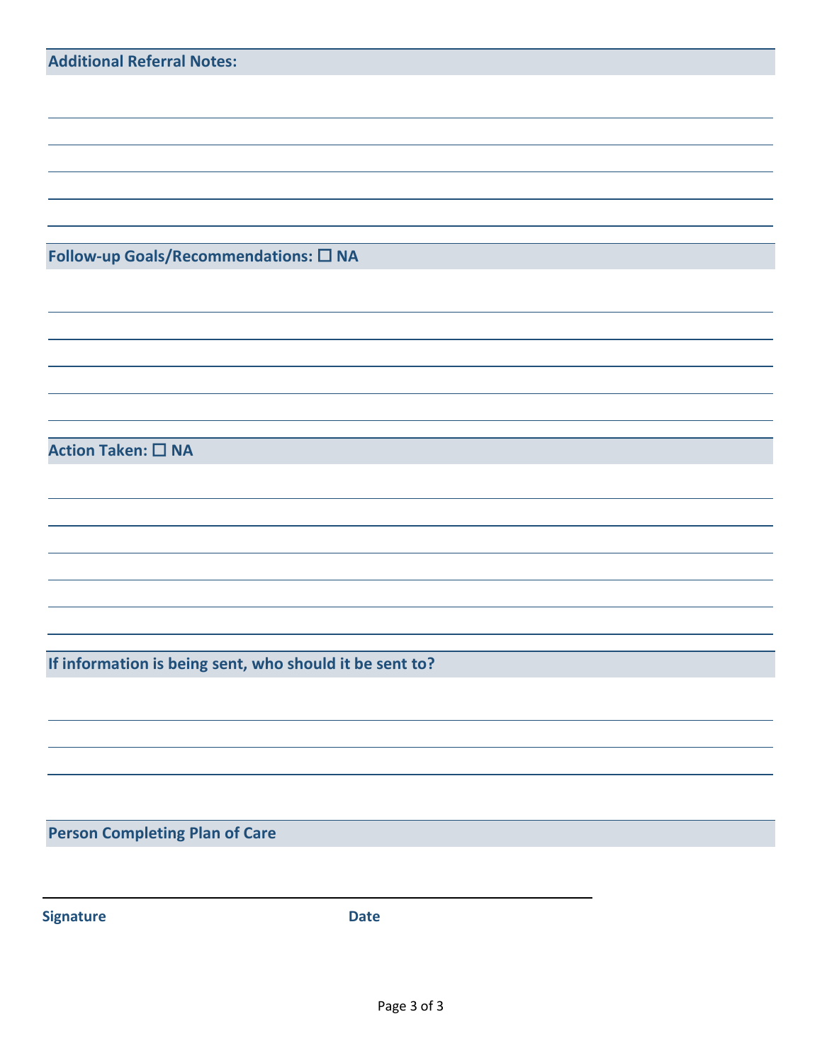**Additional Referral Notes:**

**Follow-up Goals/Recommendations:** ☐ NA

**Action Taken:** ☐ NA

**If information is being sent, who should it be sent to?**

**Person Completing Plan of Care**

**Signature** **Date**